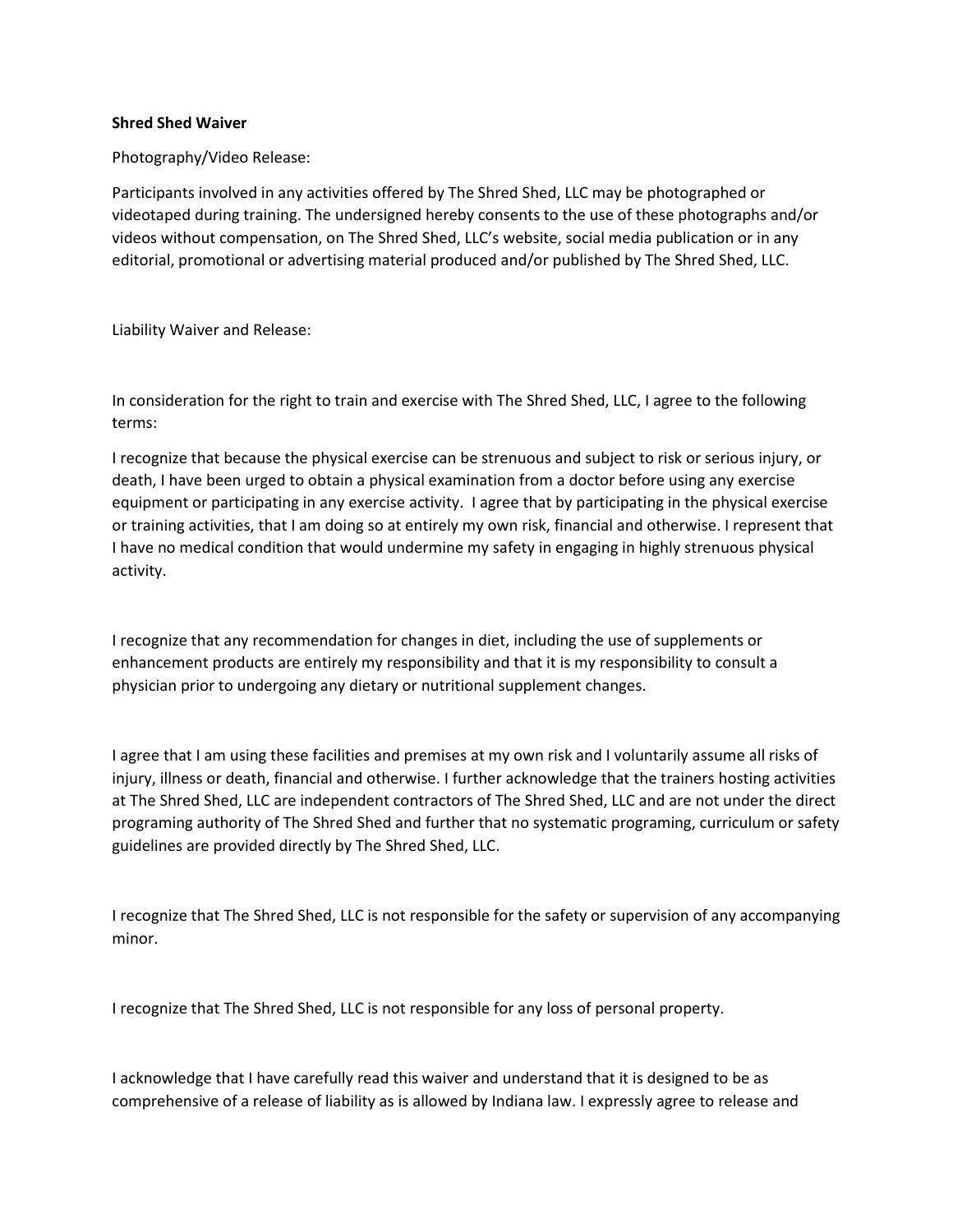**Shred Shed Waiver**

Photography/Video Release:

Participants involved in any activities offered by The Shred Shed, LLC may be photographed or videotaped during training. The undersigned hereby consents to the use of these photographs and/or videos without compensation, on The Shred Shed, LLC's website, social media publication or in any editorial, promotional or advertising material produced and/or published by The Shred Shed, LLC.

Liability Waiver and Release:

In consideration for the right to train and exercise with The Shred Shed, LLC, I agree to the following terms:

I recognize that because the physical exercise can be strenuous and subject to risk or serious injury, or death, I have been urged to obtain a physical examination from a doctor before using any exercise equipment or participating in any exercise activity. I agree that by participating in the physical exercise or training activities, that I am doing so at entirely my own risk, financial and otherwise. I represent that I have no medical condition that would undermine my safety in engaging in highly strenuous physical activity.

I recognize that any recommendation for changes in diet, including the use of supplements or enhancement products are entirely my responsibility and that it is my responsibility to consult a physician prior to undergoing any dietary or nutritional supplement changes.

I agree that I am using these facilities and premises at my own risk and I voluntarily assume all risks of injury, illness or death, financial and otherwise. I further acknowledge that the trainers hosting activities at The Shred Shed, LLC are independent contractors of The Shred Shed, LLC and are not under the direct programing authority of The Shred Shed and further that no systematic programing, curriculum or safety guidelines are provided directly by The Shred Shed, LLC.

I recognize that The Shred Shed, LLC is not responsible for the safety or supervision of any accompanying minor.

I recognize that The Shred Shed, LLC is not responsible for any loss of personal property.

I acknowledge that I have carefully read this waiver and understand that it is designed to be as comprehensive of a release of liability as is allowed by Indiana law. I expressly agree to release and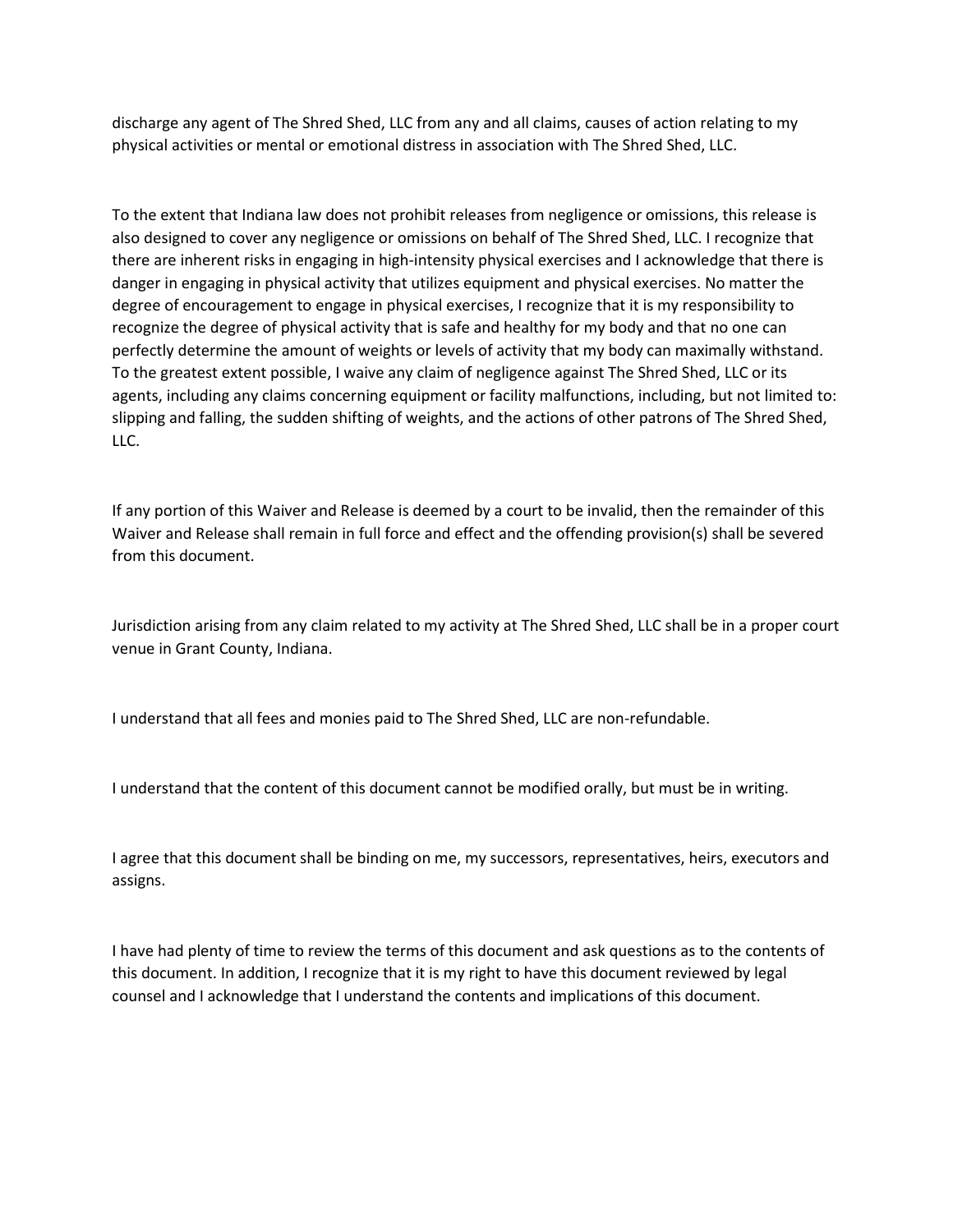discharge any agent of The Shred Shed, LLC from any and all claims, causes of action relating to my physical activities or mental or emotional distress in association with The Shred Shed, LLC.

To the extent that Indiana law does not prohibit releases from negligence or omissions, this release is also designed to cover any negligence or omissions on behalf of The Shred Shed, LLC. I recognize that there are inherent risks in engaging in high-intensity physical exercises and I acknowledge that there is danger in engaging in physical activity that utilizes equipment and physical exercises. No matter the degree of encouragement to engage in physical exercises, I recognize that it is my responsibility to recognize the degree of physical activity that is safe and healthy for my body and that no one can perfectly determine the amount of weights or levels of activity that my body can maximally withstand. To the greatest extent possible, I waive any claim of negligence against The Shred Shed, LLC or its agents, including any claims concerning equipment or facility malfunctions, including, but not limited to: slipping and falling, the sudden shifting of weights, and the actions of other patrons of The Shred Shed, LLC.

If any portion of this Waiver and Release is deemed by a court to be invalid, then the remainder of this Waiver and Release shall remain in full force and effect and the offending provision(s) shall be severed from this document.

Jurisdiction arising from any claim related to my activity at The Shred Shed, LLC shall be in a proper court venue in Grant County, Indiana.

I understand that all fees and monies paid to The Shred Shed, LLC are non-refundable.

I understand that the content of this document cannot be modified orally, but must be in writing.

I agree that this document shall be binding on me, my successors, representatives, heirs, executors and assigns.

I have had plenty of time to review the terms of this document and ask questions as to the contents of this document. In addition, I recognize that it is my right to have this document reviewed by legal counsel and I acknowledge that I understand the contents and implications of this document.